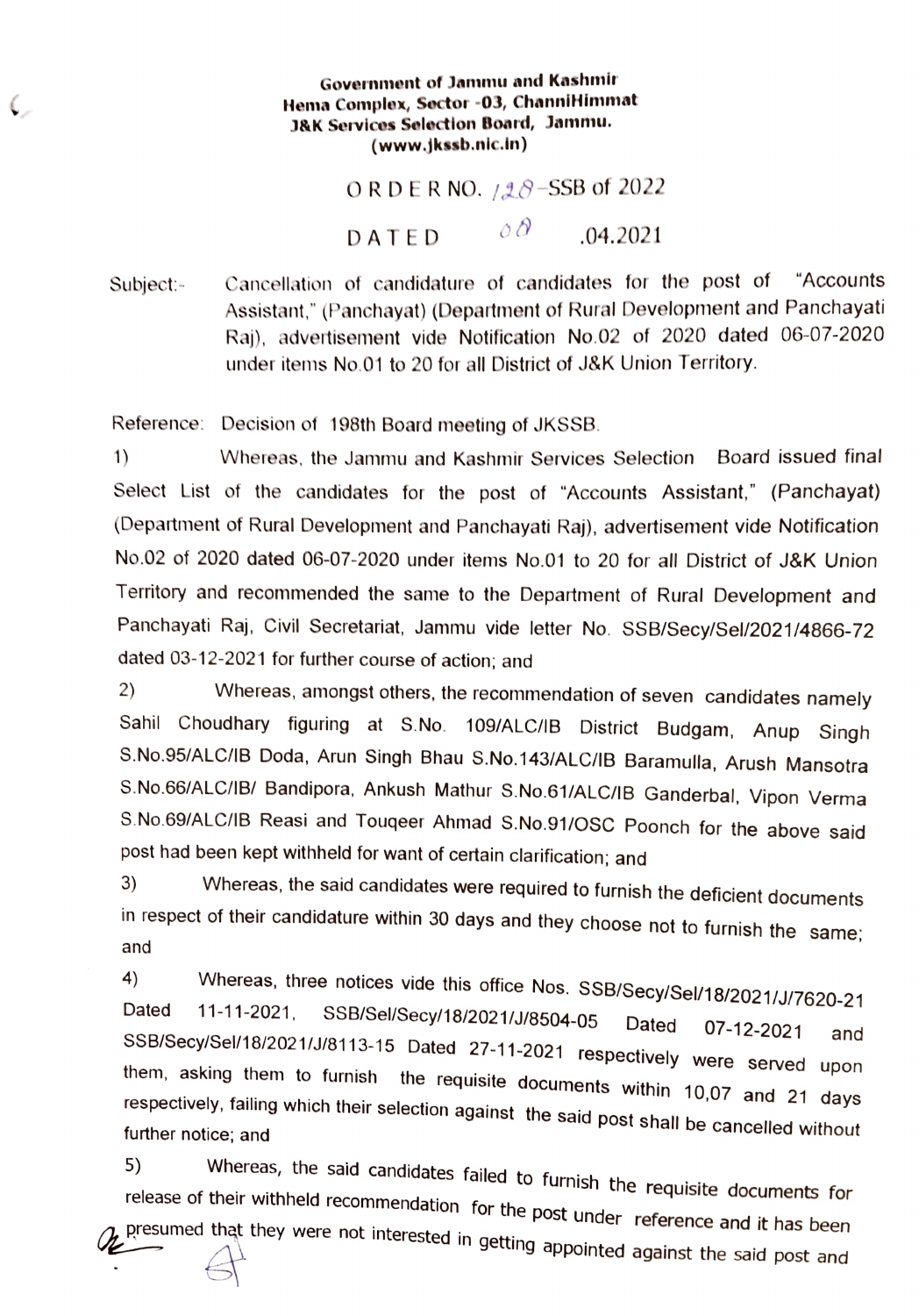**Government of Jammu and Kashmir**
**Hema Complex, Sector -03, ChanniHimmat**
**J&K Services Selection Board, Jammu.**
**(www.jkssb.nic.in)**

ORDER NO. 128-SSB of 2022

DATED 08 .04.2021

Subject:- Cancellation of candidature of candidates for the post of "Accounts Assistant," (Panchayat) (Department of Rural Development and Panchayati Raj), advertisement vide Notification No.02 of 2020 dated 06-07-2020 under items No.01 to 20 for all District of J&K Union Territory.

Reference: Decision of 198th Board meeting of JKSSB.

1) Whereas, the Jammu and Kashmir Services Selection Board issued final Select List of the candidates for the post of "Accounts Assistant," (Panchayat) (Department of Rural Development and Panchayati Raj), advertisement vide Notification No.02 of 2020 dated 06-07-2020 under items No.01 to 20 for all District of J&K Union Territory and recommended the same to the Department of Rural Development and Panchayati Raj, Civil Secretariat, Jammu vide letter No. SSB/Secy/Sel/2021/4866-72 dated 03-12-2021 for further course of action; and

2) Whereas, amongst others, the recommendation of seven candidates namely Sahil Choudhary figuring at S.No. 109/ALC/IB District Budgam, Anup Singh S.No.95/ALC/IB Doda, Arun Singh Bhau S.No.143/ALC/IB Baramulla, Arush Mansotra S.No.66/ALC/IB/ Bandipora, Ankush Mathur S.No.61/ALC/IB Ganderbal, Vipon Verma S.No.69/ALC/IB Reasi and Touqeer Ahmad S.No.91/OSC Poonch for the above said post had been kept withheld for want of certain clarification; and

3) Whereas, the said candidates were required to furnish the deficient documents in respect of their candidature within 30 days and they choose not to furnish the same; and

4) Whereas, three notices vide this office Nos. SSB/Secy/Sel/18/2021/J/7620-21 Dated 11-11-2021, SSB/Sel/Secy/18/2021/J/8504-05 Dated 07-12-2021 and SSB/Secy/Sel/18/2021/J/8113-15 Dated 27-11-2021 respectively were served upon them, asking them to furnish the requisite documents within 10,07 and 21 days respectively, failing which their selection against the said post shall be cancelled without further notice; and

5) Whereas, the said candidates failed to furnish the requisite documents for release of their withheld recommendation for the post under reference and it has been presumed that they were not interested in getting appointed against the said post and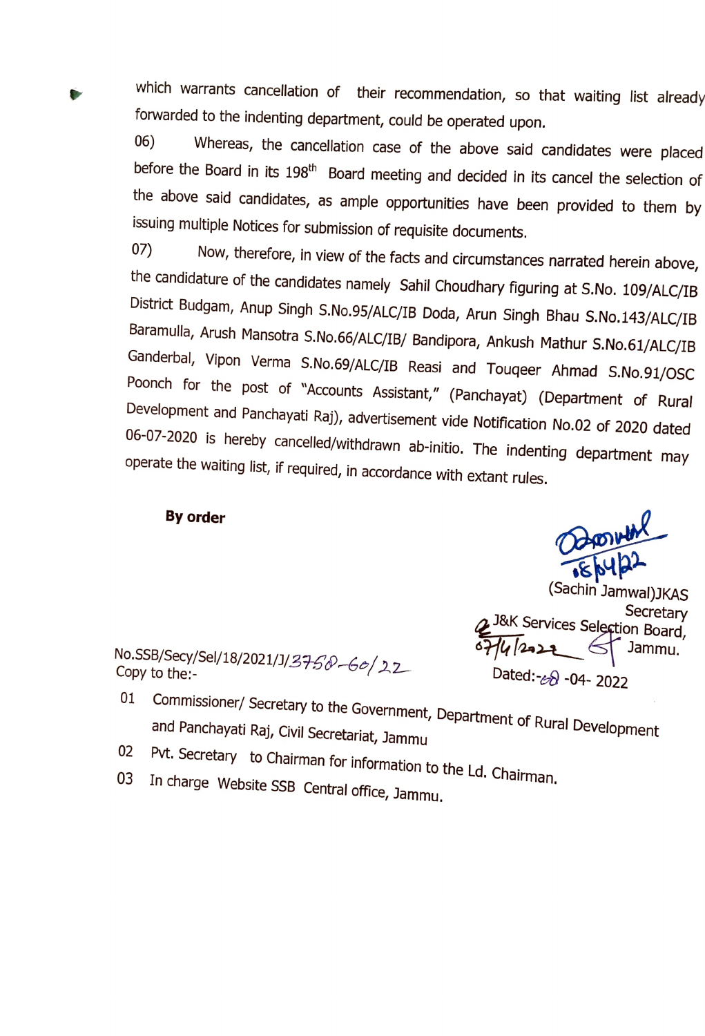which warrants cancellation of their recommendation, so that waiting list already forwarded to the indenting department, could be operated upon.

06) Whereas, the cancellation case of the above said candidates were placed before the Board in its 198th Board meeting and decided in its cancel the selection of the above said candidates, as ample opportunities have been provided to them by issuing multiple Notices for submission of requisite documents.

07) Now, therefore, in view of the facts and circumstances narrated herein above, the candidature of the candidates namely Sahil Choudhary figuring at S.No. 109/ALC/IB District Budgam, Anup Singh S.No.95/ALC/IB Doda, Arun Singh Bhau S.No.143/ALC/IB Baramulla, Arush Mansotra S.No.66/ALC/IB/ Bandipora, Ankush Mathur S.No.61/ALC/IB Ganderbal, Vipon Verma S.No.69/ALC/IB Reasi and Touqeer Ahmad S.No.91/OSC Poonch for the post of "Accounts Assistant," (Panchayat) (Department of Rural Development and Panchayati Raj), advertisement vide Notification No.02 of 2020 dated 06-07-2020 is hereby cancelled/withdrawn ab-initio. The indenting department may operate the waiting list, if required, in accordance with extant rules.

**By order**

(Sachin Jamwal)JKAS
Secretary
J&K Services Selection Board,
Jammu.

No.SSB/Secy/Sel/18/2021/J/3758-60/22
Dated:-08 -04- 2022

Copy to the:-

01 Commissioner/ Secretary to the Government, Department of Rural Development and Panchayati Raj, Civil Secretariat, Jammu
02 Pvt. Secretary to Chairman for information to the Ld. Chairman.
03 In charge Website SSB Central office, Jammu.